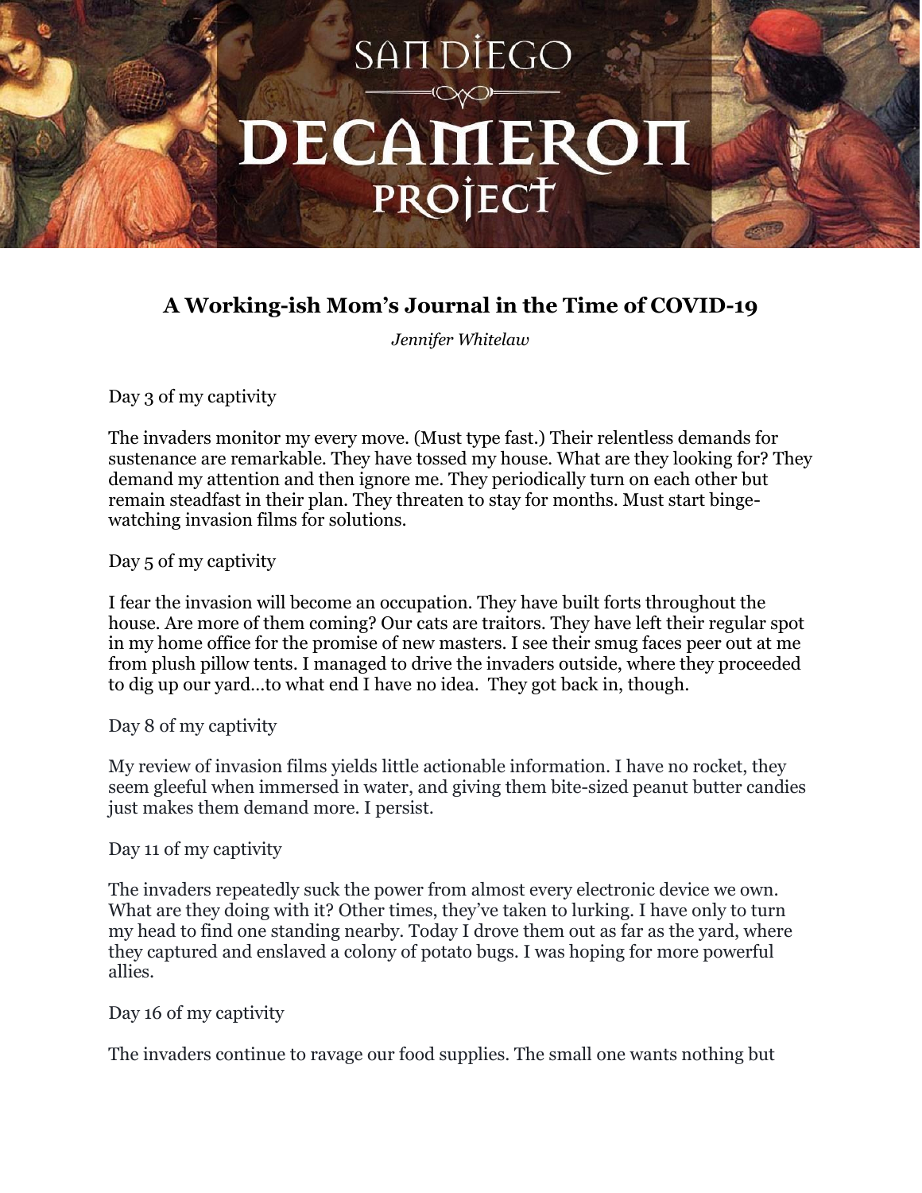# A Working-ish Mom's Journal in the Time of COVID-19

*Jennifer Whitelaw*

Day 3 of my captivity

The invaders monitor my every move. (Must type fast.) Their relentless demands for sustenance are remarkable. They have tossed my house. What are they looking for? They demand my attention and then ignore me. They periodically turn on each other but remain steadfast in their plan. They threaten to stay for months. Must start binge-watching invasion films for solutions.

Day 5 of my captivity

I fear the invasion will become an occupation. They have built forts throughout the house. Are more of them coming? Our cats are traitors. They have left their regular spot in my home office for the promise of new masters. I see their smug faces peer out at me from plush pillow tents. I managed to drive the invaders outside, where they proceeded to dig up our yard…to what end I have no idea. They got back in, though.

Day 8 of my captivity

My review of invasion films yields little actionable information. I have no rocket, they seem gleeful when immersed in water, and giving them bite-sized peanut butter candies just makes them demand more. I persist.

Day 11 of my captivity

The invaders repeatedly suck the power from almost every electronic device we own. What are they doing with it? Other times, they've taken to lurking. I have only to turn my head to find one standing nearby. Today I drove them out as far as the yard, where they captured and enslaved a colony of potato bugs. I was hoping for more powerful allies.

Day 16 of my captivity

The invaders continue to ravage our food supplies. The small one wants nothing but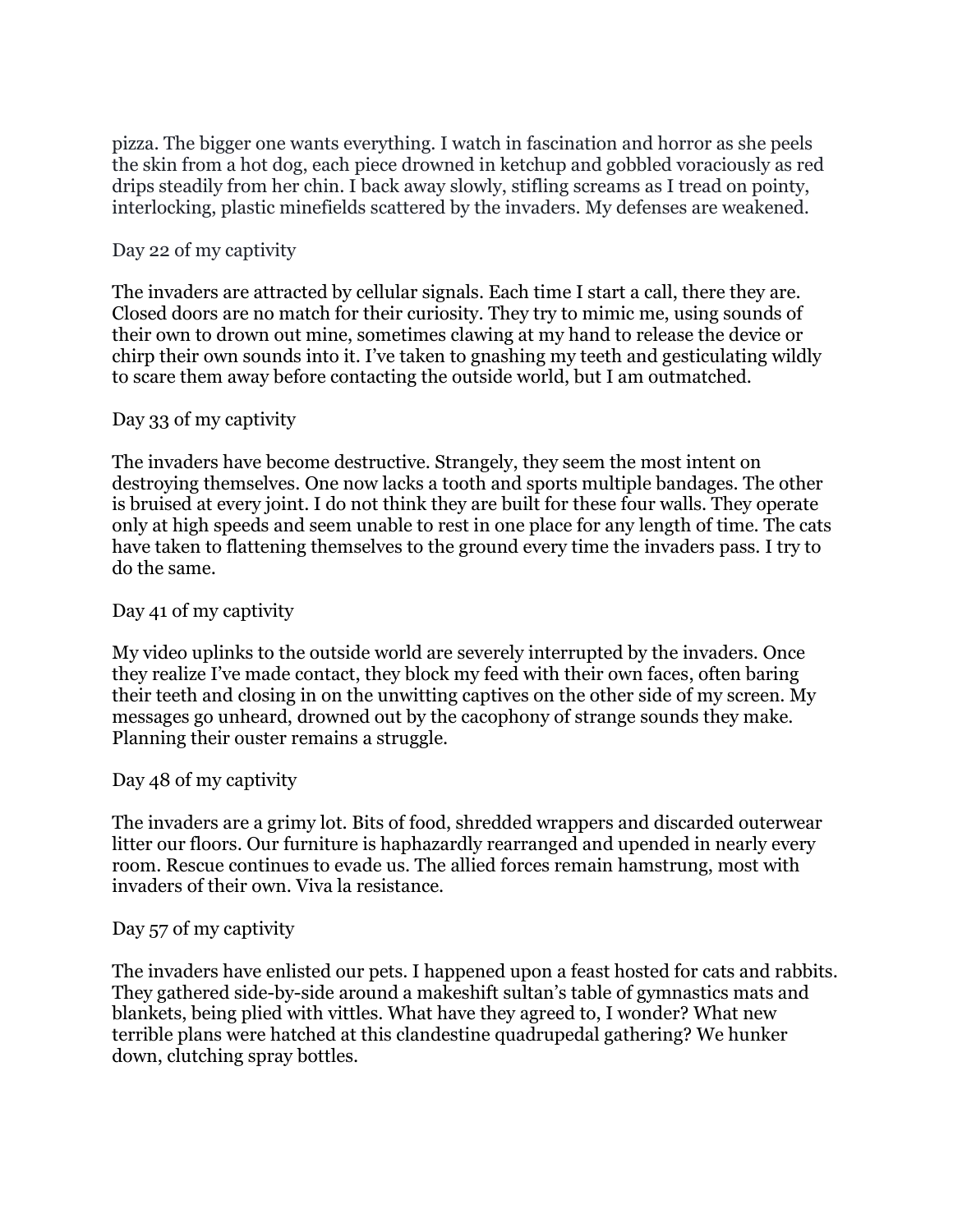pizza. The bigger one wants everything. I watch in fascination and horror as she peels the skin from a hot dog, each piece drowned in ketchup and gobbled voraciously as red drips steadily from her chin. I back away slowly, stifling screams as I tread on pointy, interlocking, plastic minefields scattered by the invaders. My defenses are weakened.

Day 22 of my captivity

The invaders are attracted by cellular signals. Each time I start a call, there they are. Closed doors are no match for their curiosity. They try to mimic me, using sounds of their own to drown out mine, sometimes clawing at my hand to release the device or chirp their own sounds into it. I've taken to gnashing my teeth and gesticulating wildly to scare them away before contacting the outside world, but I am outmatched.

Day 33 of my captivity

The invaders have become destructive. Strangely, they seem the most intent on destroying themselves. One now lacks a tooth and sports multiple bandages. The other is bruised at every joint. I do not think they are built for these four walls. They operate only at high speeds and seem unable to rest in one place for any length of time. The cats have taken to flattening themselves to the ground every time the invaders pass. I try to do the same.

Day 41 of my captivity

My video uplinks to the outside world are severely interrupted by the invaders. Once they realize I've made contact, they block my feed with their own faces, often baring their teeth and closing in on the unwitting captives on the other side of my screen. My messages go unheard, drowned out by the cacophony of strange sounds they make. Planning their ouster remains a struggle.

Day 48 of my captivity

The invaders are a grimy lot. Bits of food, shredded wrappers and discarded outerwear litter our floors. Our furniture is haphazardly rearranged and upended in nearly every room. Rescue continues to evade us. The allied forces remain hamstrung, most with invaders of their own. Viva la resistance.

Day 57 of my captivity

The invaders have enlisted our pets. I happened upon a feast hosted for cats and rabbits. They gathered side-by-side around a makeshift sultan's table of gymnastics mats and blankets, being plied with vittles. What have they agreed to, I wonder? What new terrible plans were hatched at this clandestine quadrupedal gathering? We hunker down, clutching spray bottles.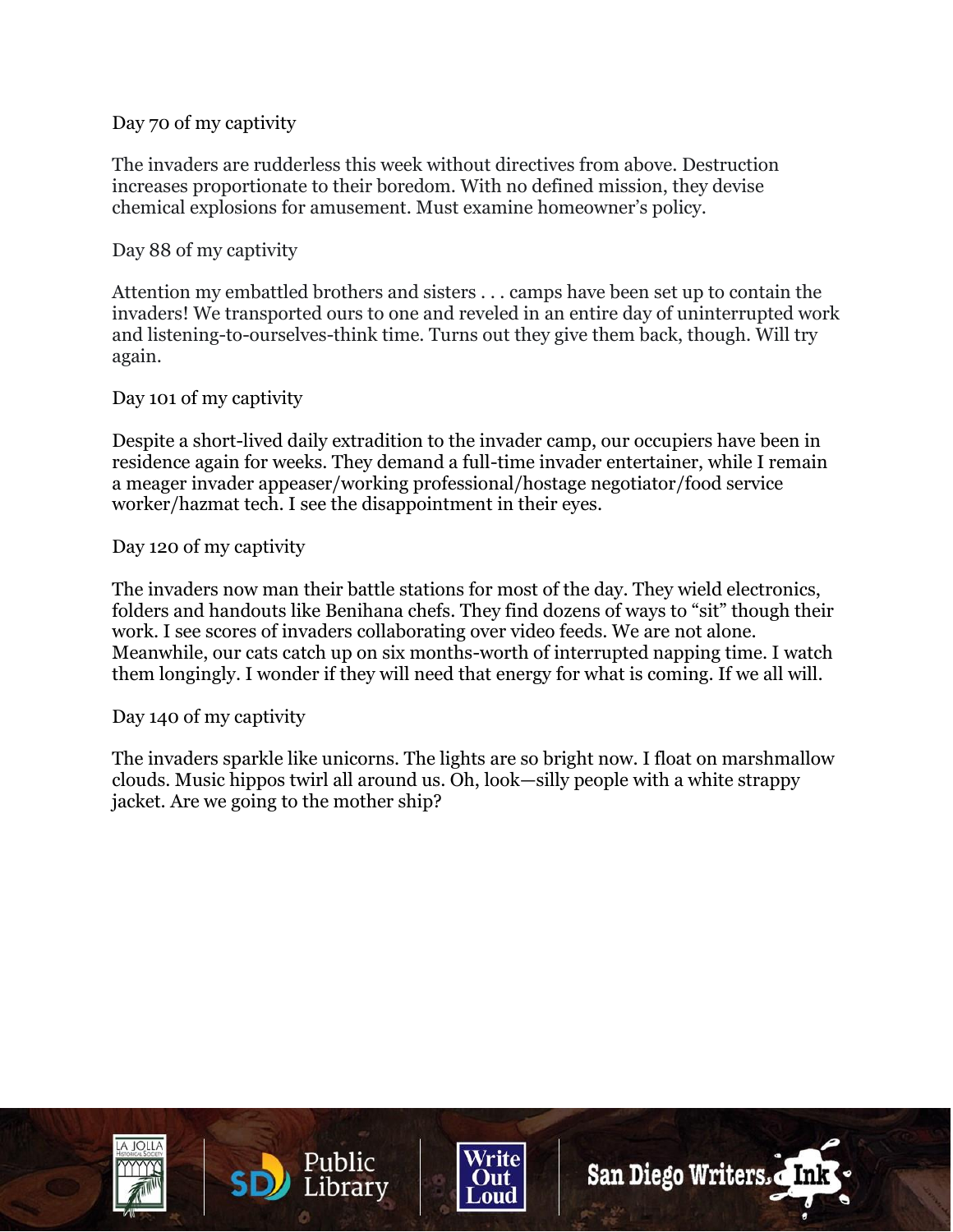Day 70 of my captivity

The invaders are rudderless this week without directives from above. Destruction increases proportionate to their boredom. With no defined mission, they devise chemical explosions for amusement. Must examine homeowner's policy.

Day 88 of my captivity

Attention my embattled brothers and sisters . . . camps have been set up to contain the invaders! We transported ours to one and reveled in an entire day of uninterrupted work and listening-to-ourselves-think time. Turns out they give them back, though. Will try again.

Day 101 of my captivity

Despite a short-lived daily extradition to the invader camp, our occupiers have been in residence again for weeks. They demand a full-time invader entertainer, while I remain a meager invader appeaser/working professional/hostage negotiator/food service worker/hazmat tech. I see the disappointment in their eyes.

Day 120 of my captivity

The invaders now man their battle stations for most of the day. They wield electronics, folders and handouts like Benihana chefs. They find dozens of ways to "sit" though their work. I see scores of invaders collaborating over video feeds. We are not alone. Meanwhile, our cats catch up on six months-worth of interrupted napping time. I watch them longingly. I wonder if they will need that energy for what is coming. If we all will.

Day 140 of my captivity

The invaders sparkle like unicorns. The lights are so bright now. I float on marshmallow clouds. Music hippos twirl all around us. Oh, look—silly people with a white strappy jacket. Are we going to the mother ship?